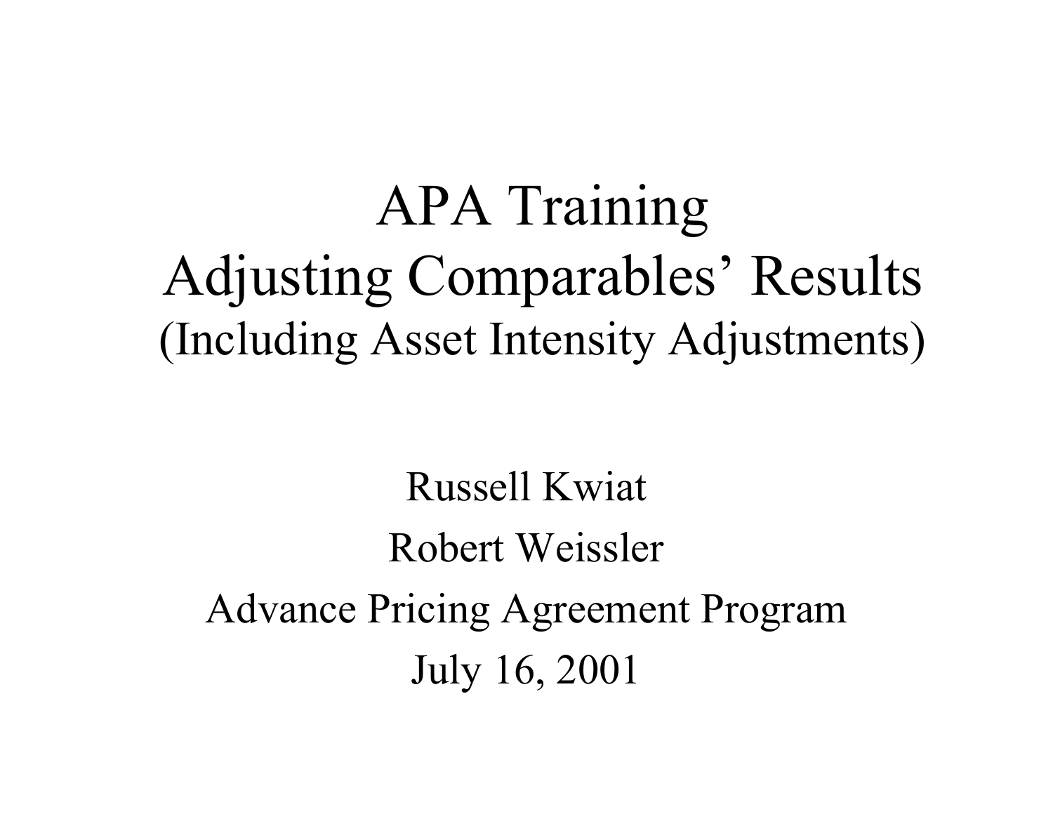# APA Training
# Adjusting Comparables' Results
## (Including Asset Intensity Adjustments)

Russell Kwiat

Robert Weissler

Advance Pricing Agreement Program

July 16, 2001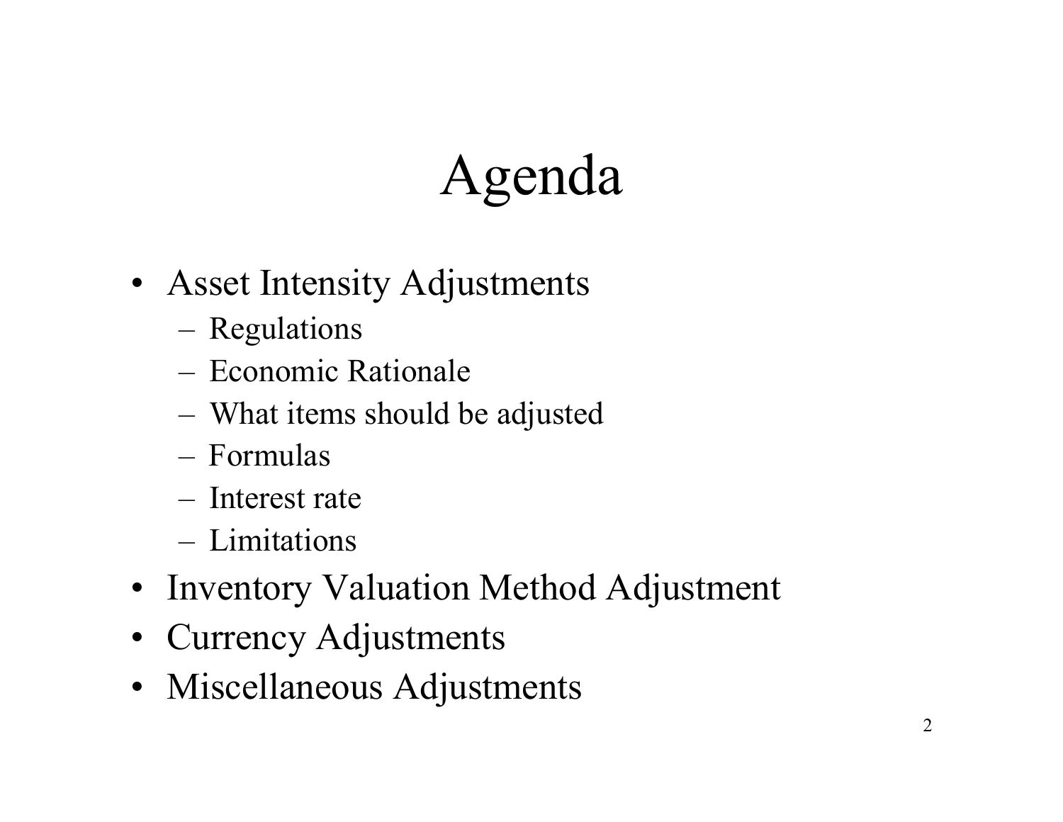# Agenda

- Asset Intensity Adjustments
  - Regulations
  - Economic Rationale
  - What items should be adjusted
  - Formulas
  - Interest rate
  - Limitations
- Inventory Valuation Method Adjustment
- Currency Adjustments
- Miscellaneous Adjustments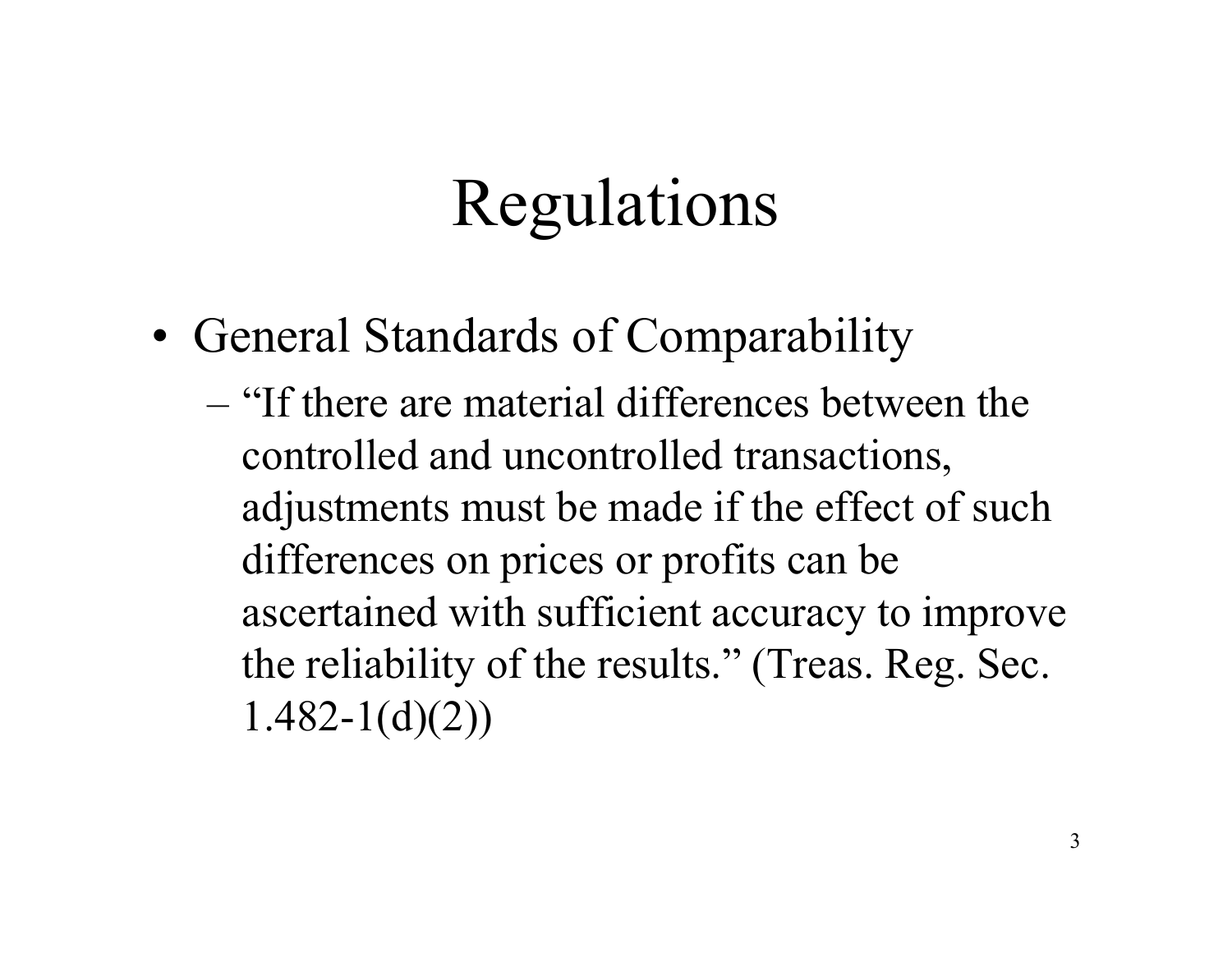# Regulations

- General Standards of Comparability
  - "If there are material differences between the controlled and uncontrolled transactions, adjustments must be made if the effect of such differences on prices or profits can be ascertained with sufficient accuracy to improve the reliability of the results." (Treas. Reg. Sec. 1.482-1(d)(2))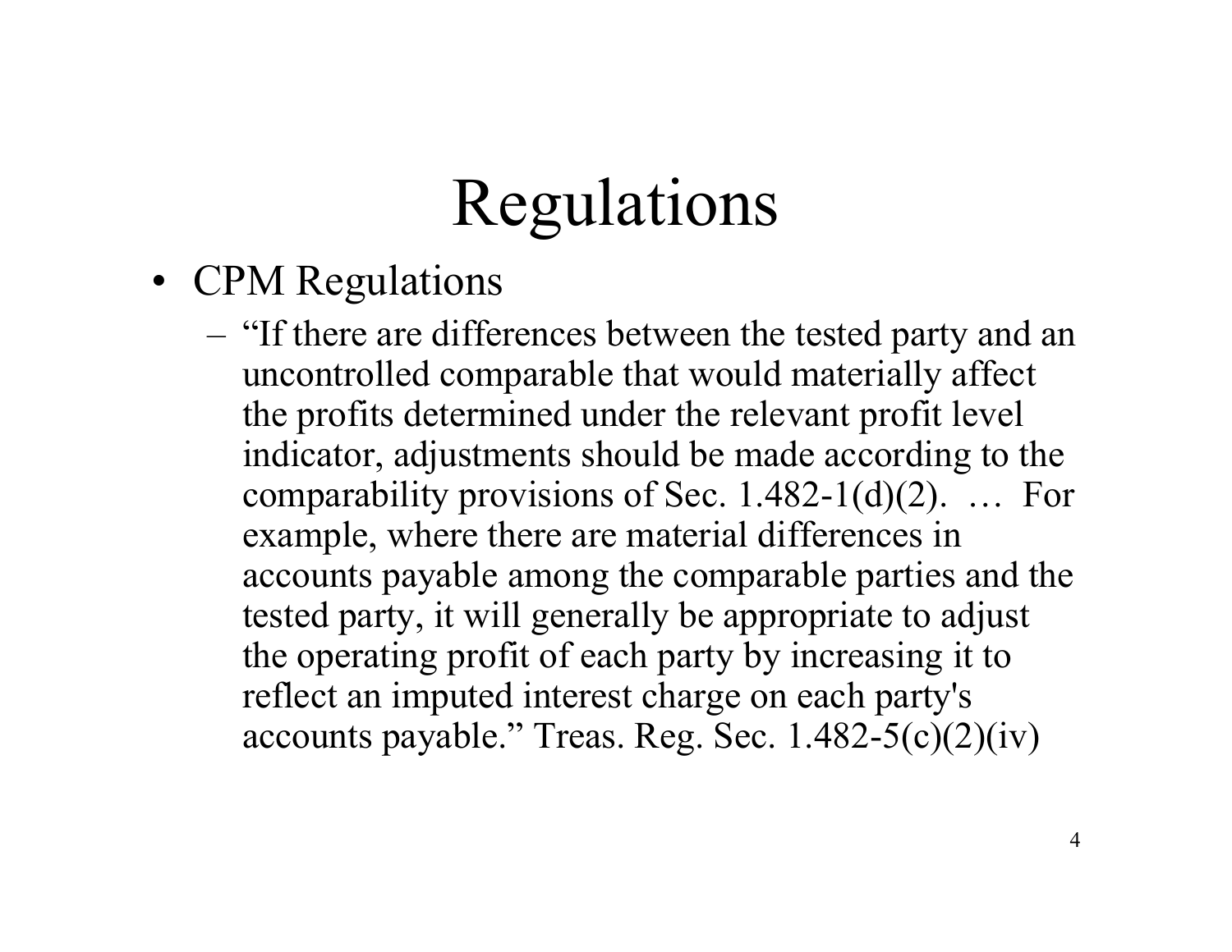# Regulations

- CPM Regulations
  - "If there are differences between the tested party and an uncontrolled comparable that would materially affect the profits determined under the relevant profit level indicator, adjustments should be made according to the comparability provisions of Sec. 1.482-1(d)(2). … For example, where there are material differences in accounts payable among the comparable parties and the tested party, it will generally be appropriate to adjust the operating profit of each party by increasing it to reflect an imputed interest charge on each party's accounts payable." Treas. Reg. Sec. 1.482-5(c)(2)(iv)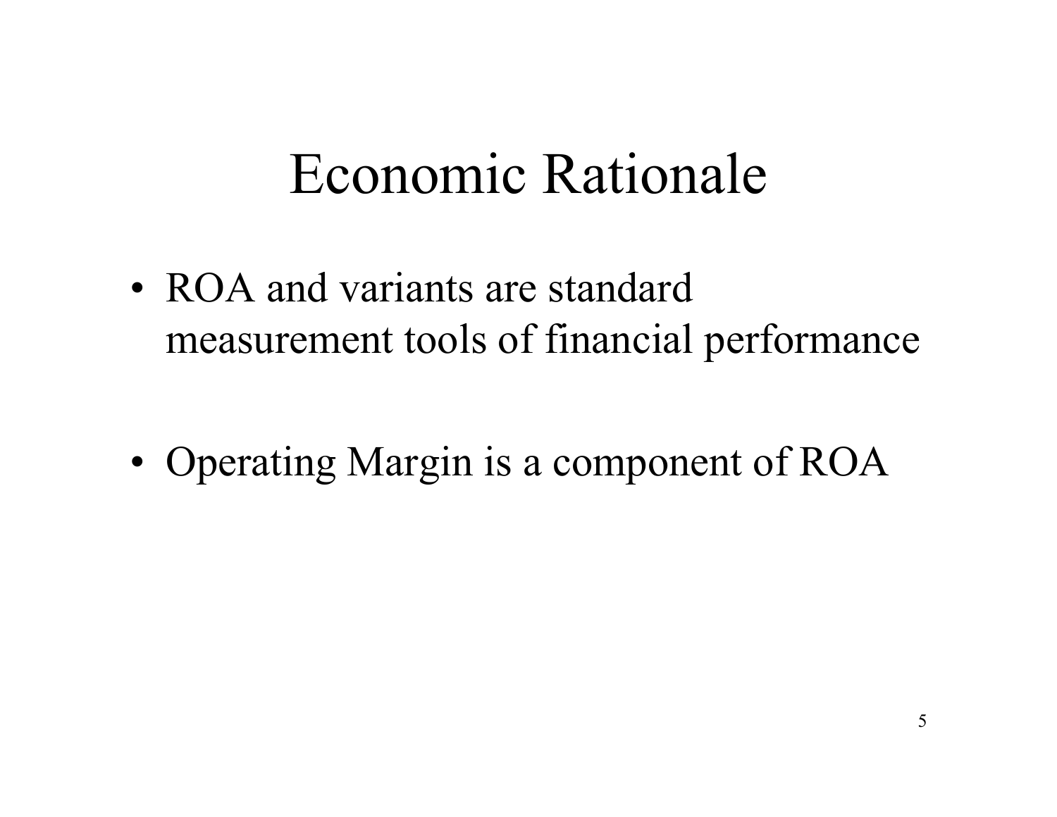# Economic Rationale

- ROA and variants are standard measurement tools of financial performance
- Operating Margin is a component of ROA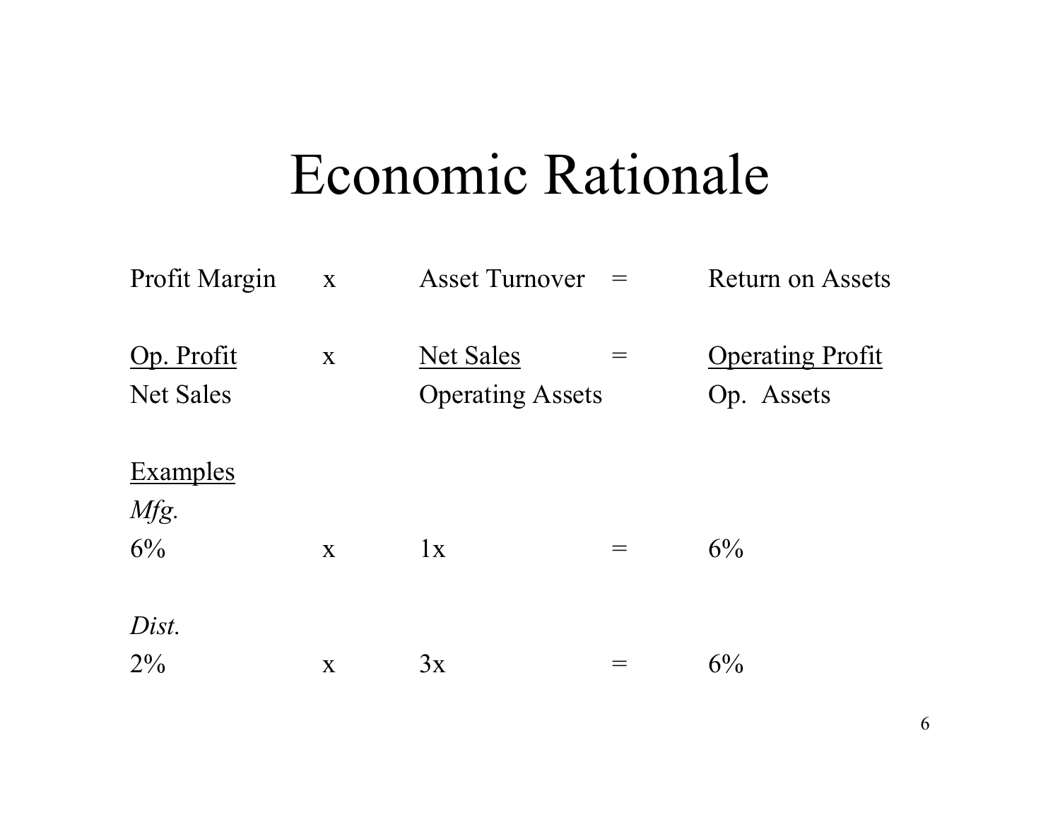# Economic Rationale

Profit Margin x Asset Turnover = Return on Assets

$$\frac{\text{Op. Profit}}{\text{Net Sales}} \times \frac{\text{Net Sales}}{\text{Operating Assets}} = \frac{\text{Operating Profit}}{\text{Op. Assets}}$$

<u>Examples</u>

*Mfg.*

6% x 1x = 6%

*Dist.*

2% x 3x = 6%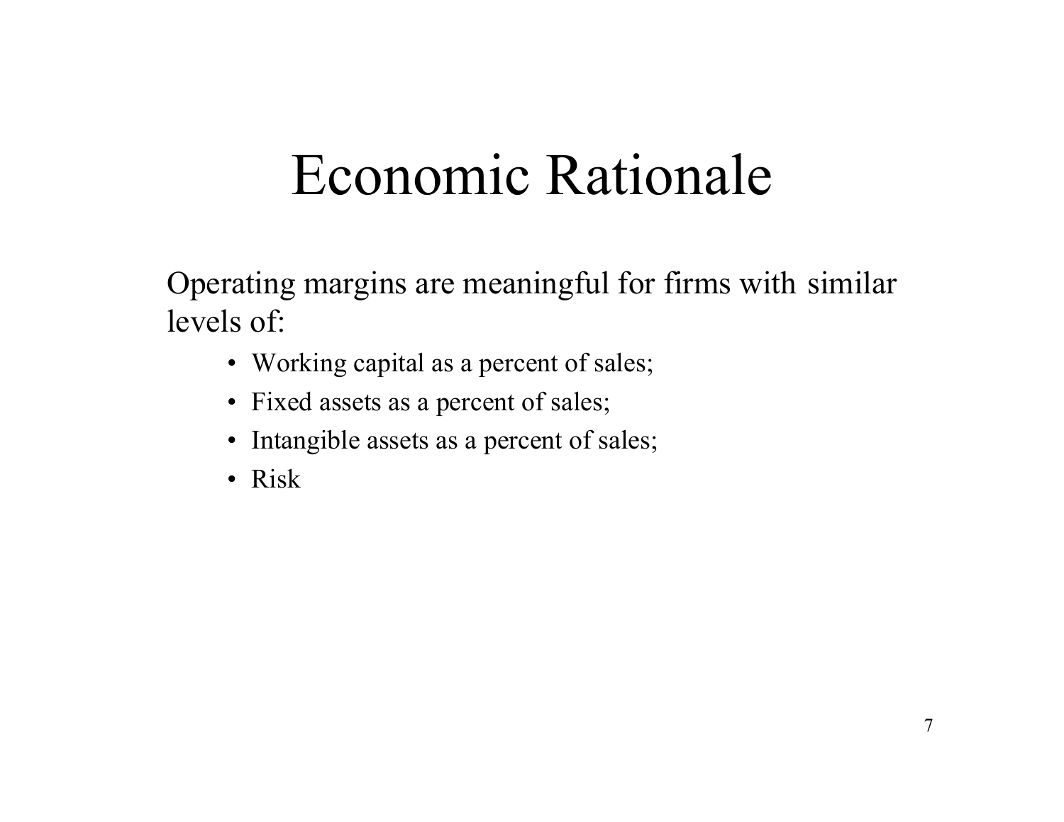# Economic Rationale

Operating margins are meaningful for firms with similar levels of:

- Working capital as a percent of sales;
- Fixed assets as a percent of sales;
- Intangible assets as a percent of sales;
- Risk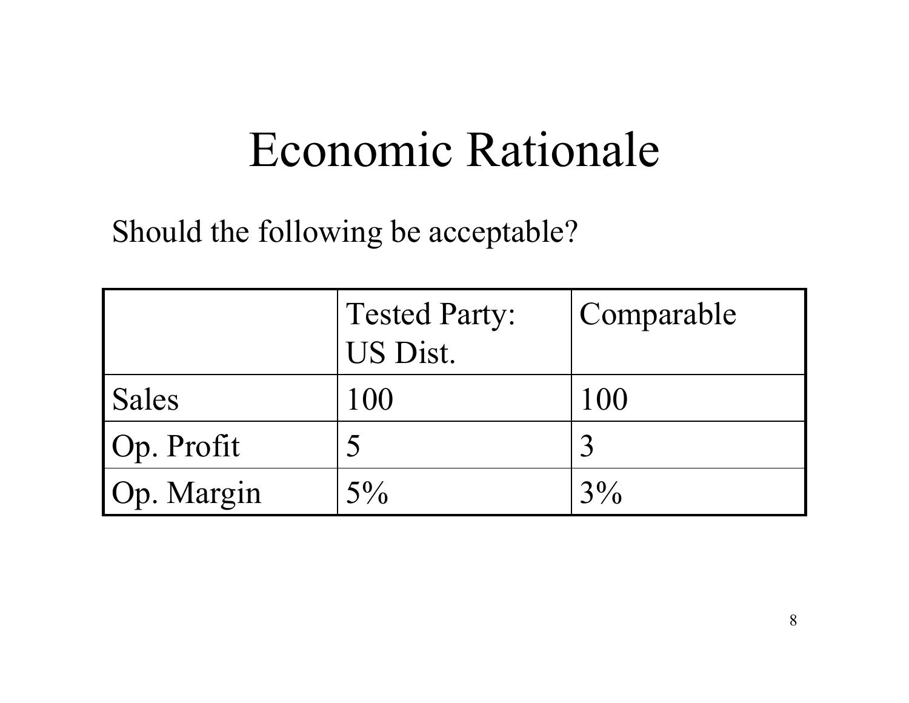# Economic Rationale

Should the following be acceptable?

| | Tested Party: US Dist. | Comparable |
|---|---|---|
| Sales | 100 | 100 |
| Op. Profit | 5 | 3 |
| Op. Margin | 5% | 3% |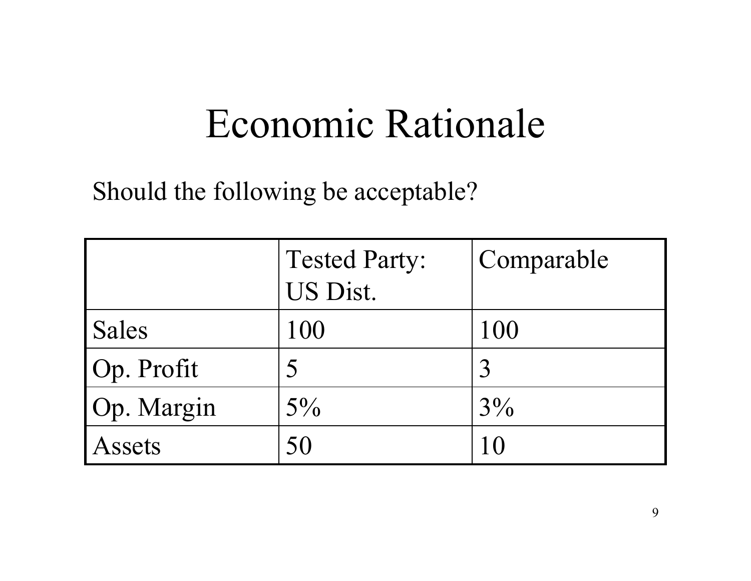# Economic Rationale

Should the following be acceptable?

| | Tested Party: US Dist. | Comparable |
|---|---|---|
| Sales | 100 | 100 |
| Op. Profit | 5 | 3 |
| Op. Margin | 5% | 3% |
| Assets | 50 | 10 |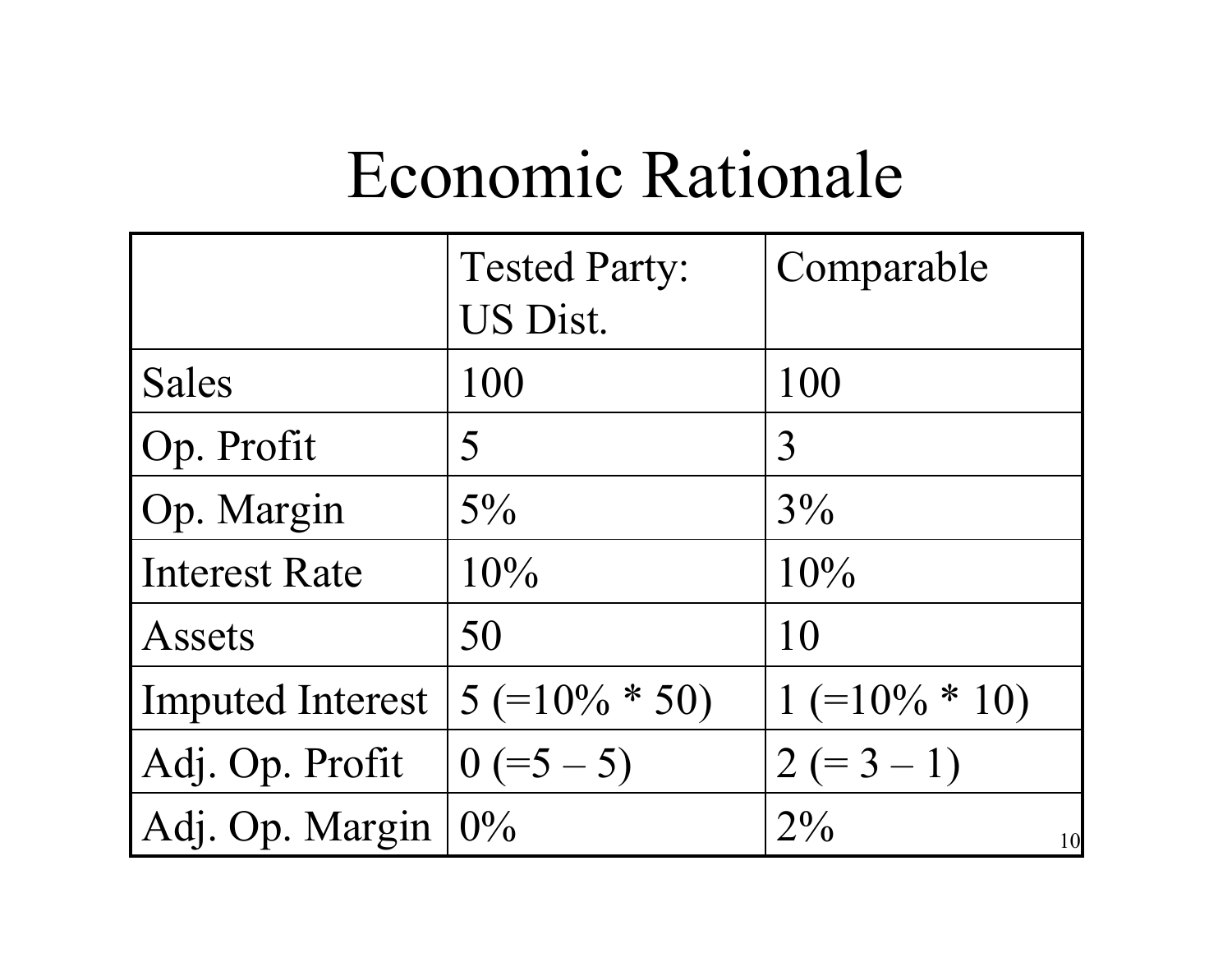# Economic Rationale

| | Tested Party: US Dist. | Comparable |
|---|---|---|
| Sales | 100 | 100 |
| Op. Profit | 5 | 3 |
| Op. Margin | 5% | 3% |
| Interest Rate | 10% | 10% |
| Assets | 50 | 10 |
| Imputed Interest | 5 (=10% * 50) | 1 (=10% * 10) |
| Adj. Op. Profit | 0 (=5 – 5) | 2 (= 3 – 1) |
| Adj. Op. Margin | 0% | 2% |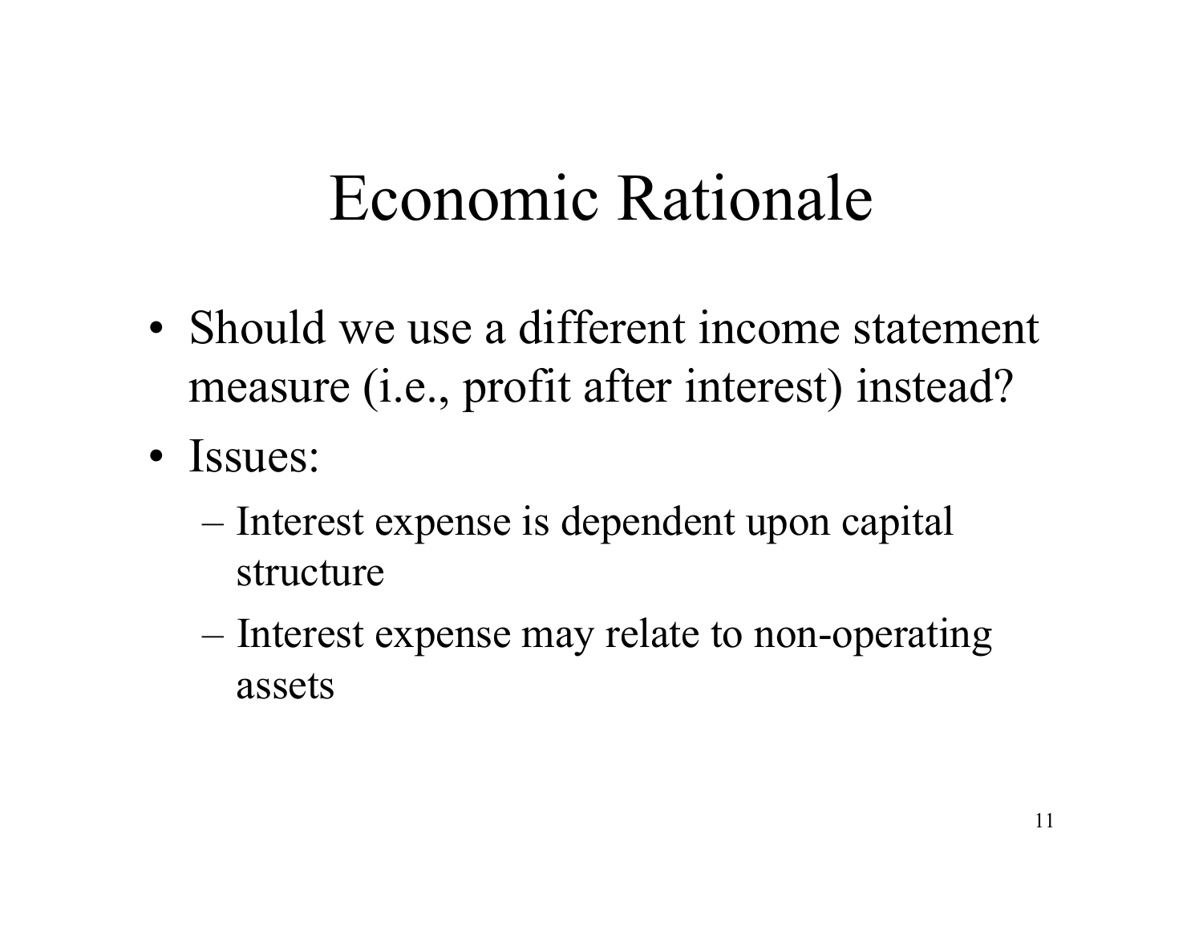# Economic Rationale

- Should we use a different income statement measure (i.e., profit after interest) instead?
- Issues:
  - Interest expense is dependent upon capital structure
  - Interest expense may relate to non-operating assets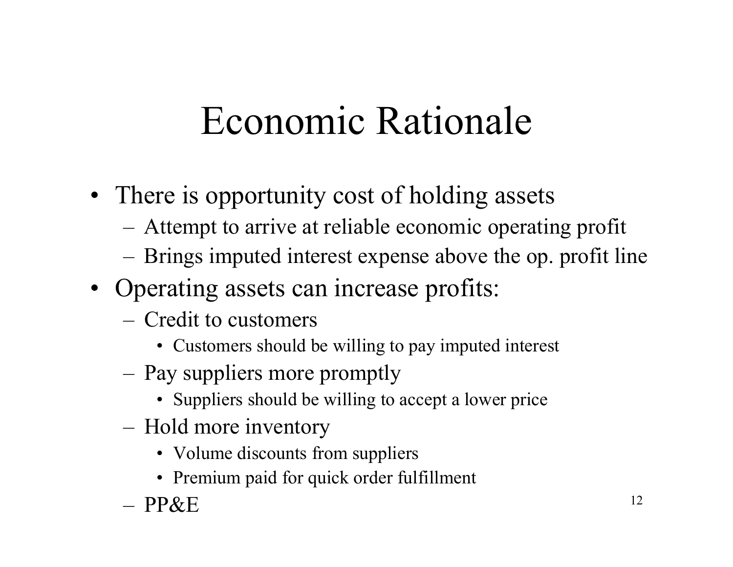# Economic Rationale

- There is opportunity cost of holding assets
  - Attempt to arrive at reliable economic operating profit
  - Brings imputed interest expense above the op. profit line
- Operating assets can increase profits:
  - Credit to customers
    - Customers should be willing to pay imputed interest
  - Pay suppliers more promptly
    - Suppliers should be willing to accept a lower price
  - Hold more inventory
    - Volume discounts from suppliers
    - Premium paid for quick order fulfillment
  - PP&E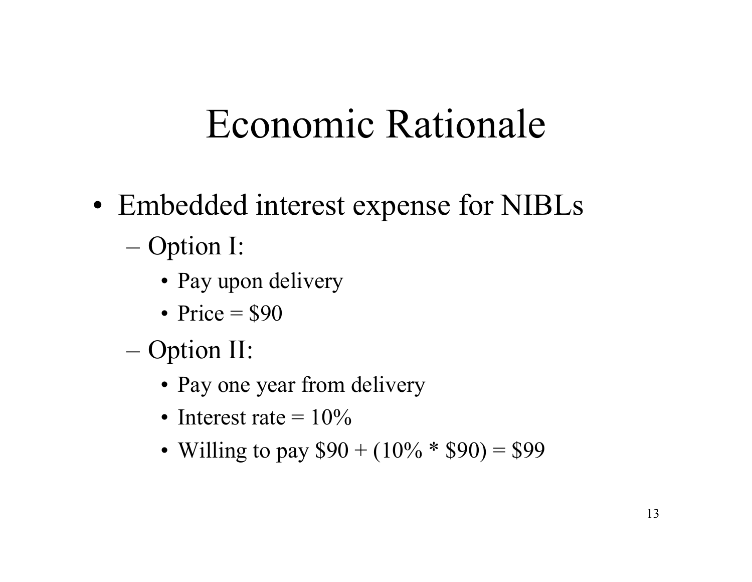# Economic Rationale

- Embedded interest expense for NIBLs
  - Option I:
    - Pay upon delivery
    - Price = $90
  - Option II:
    - Pay one year from delivery
    - Interest rate = 10%
    - Willing to pay $90 + (10% * $90) = $99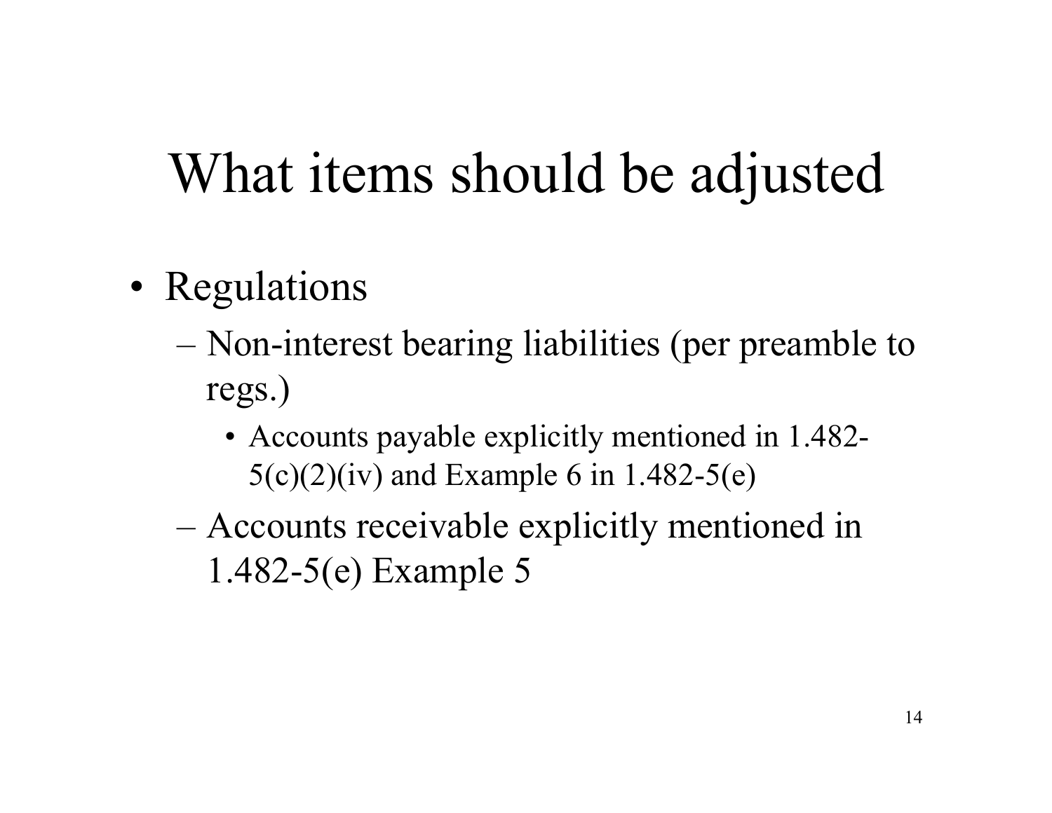# What items should be adjusted

- Regulations
  - Non-interest bearing liabilities (per preamble to regs.)
    - Accounts payable explicitly mentioned in 1.482-5(c)(2)(iv) and Example 6 in 1.482-5(e)
  - Accounts receivable explicitly mentioned in 1.482-5(e) Example 5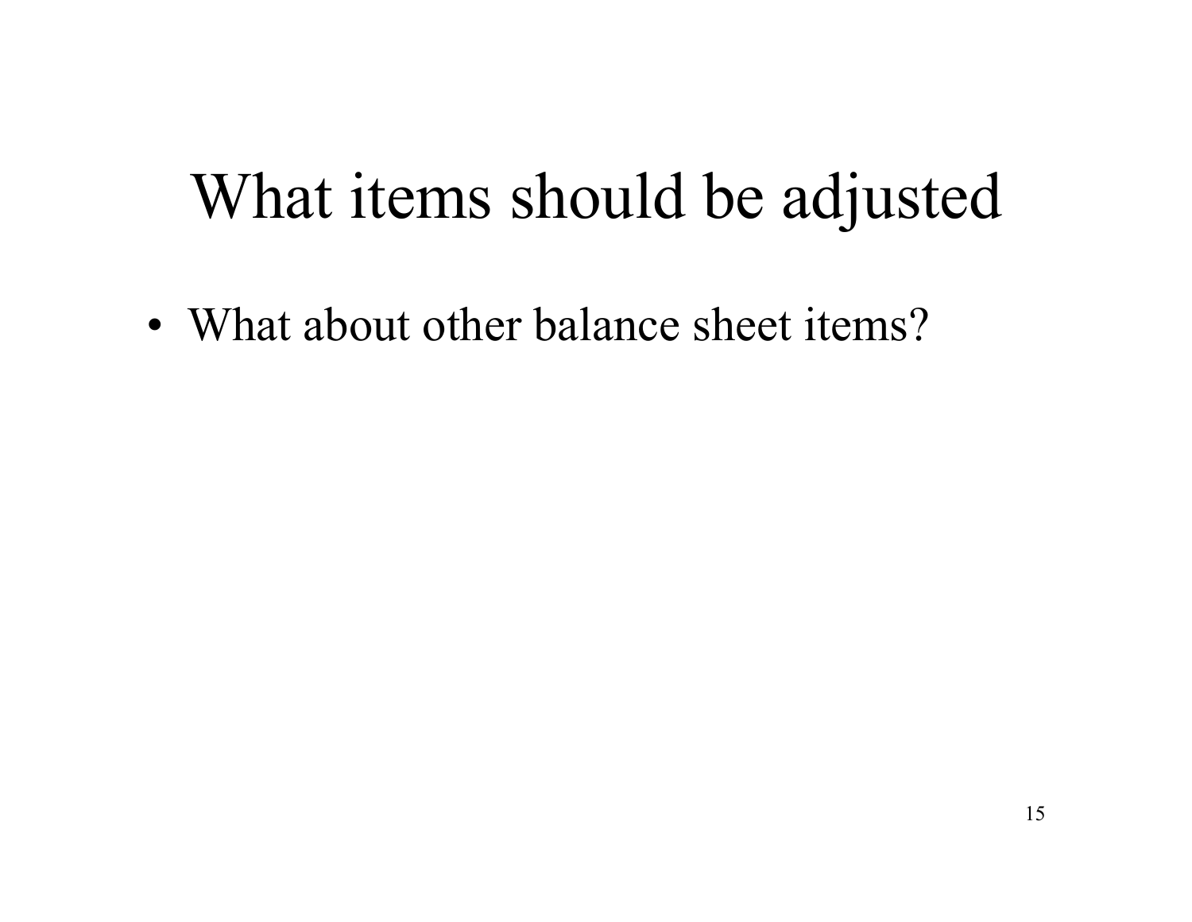# What items should be adjusted

- What about other balance sheet items?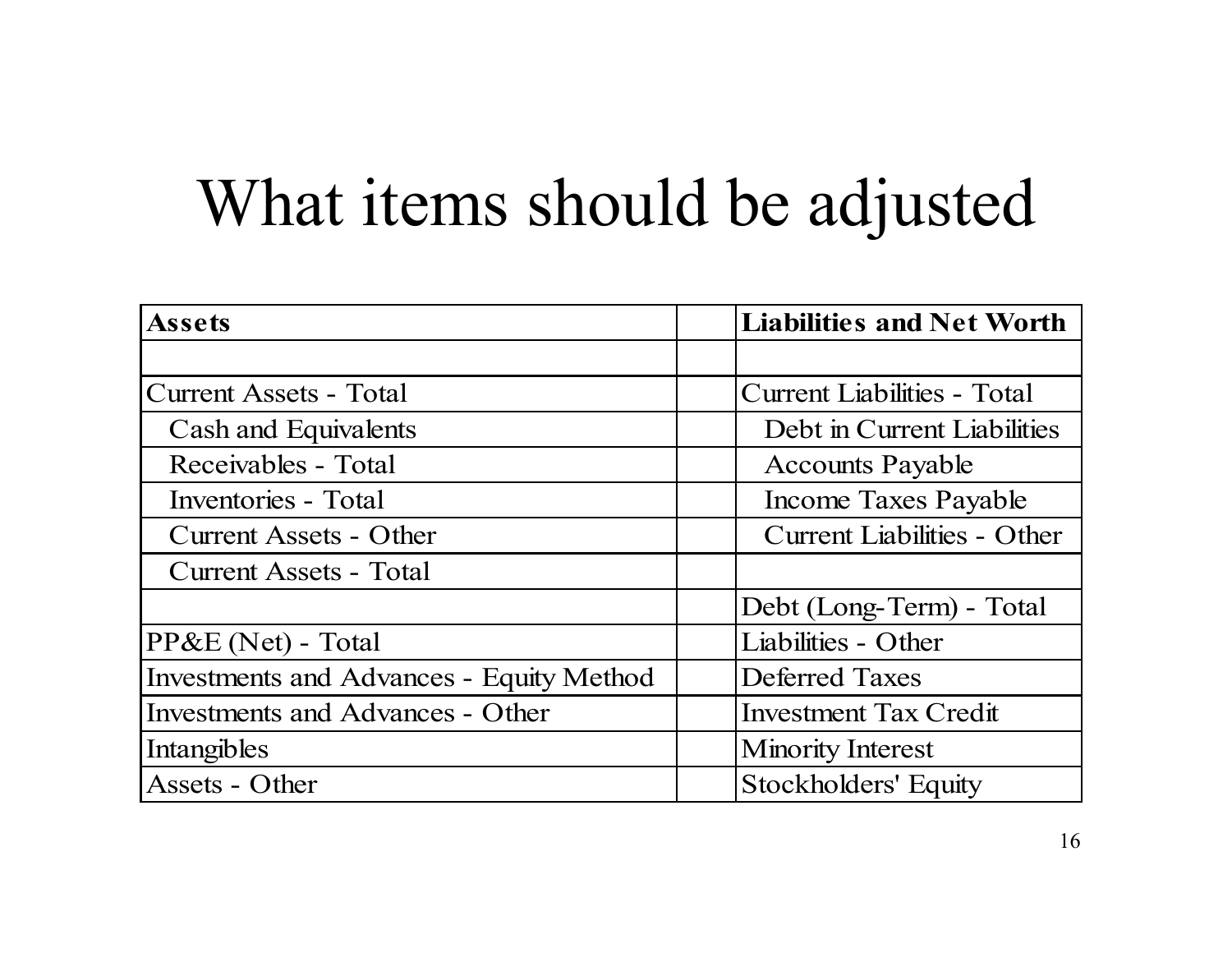# What items should be adjusted

| Assets | | Liabilities and Net Worth |
|---|---|---|
| | | |
| Current Assets - Total | | Current Liabilities - Total |
| Cash and Equivalents | | Debt in Current Liabilities |
| Receivables - Total | | Accounts Payable |
| Inventories - Total | | Income Taxes Payable |
| Current Assets - Other | | Current Liabilities - Other |
| Current Assets - Total | | |
| | | Debt (Long-Term) - Total |
| PP&E (Net) - Total | | Liabilities - Other |
| Investments and Advances - Equity Method | | Deferred Taxes |
| Investments and Advances - Other | | Investment Tax Credit |
| Intangibles | | Minority Interest |
| Assets - Other | | Stockholders' Equity |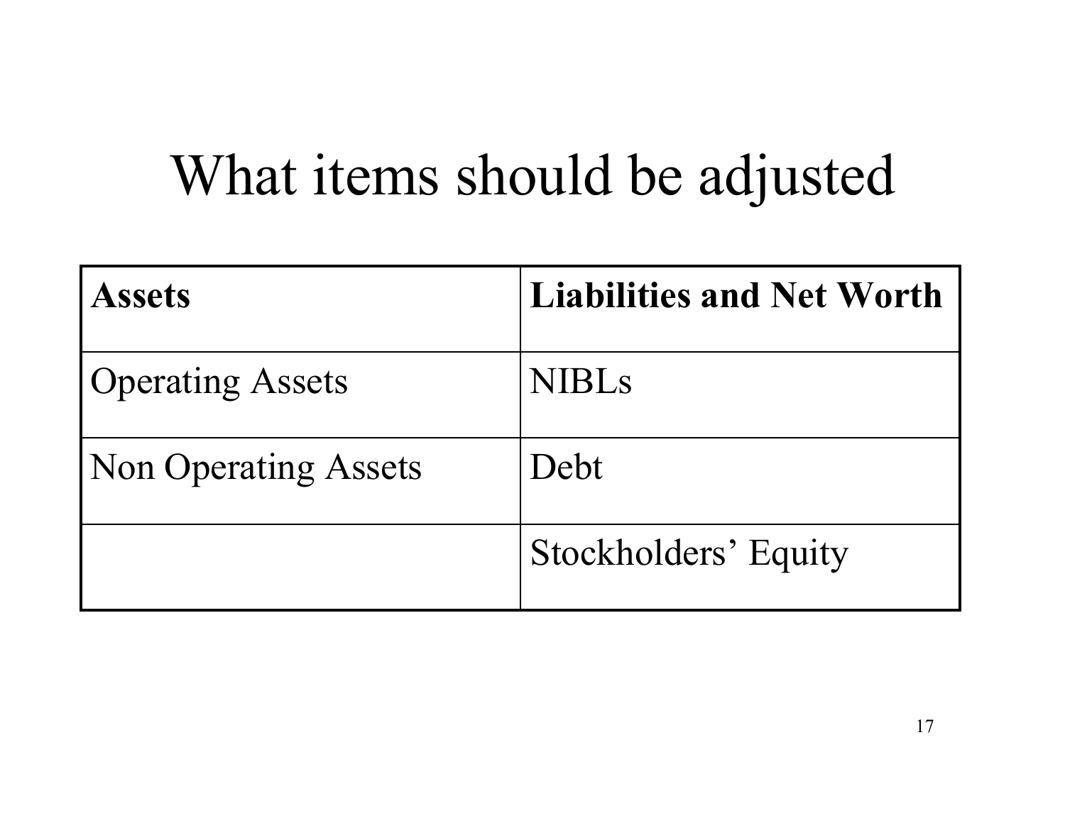# What items should be adjusted

| **Assets** | **Liabilities and Net Worth** |
| --- | --- |
| Operating Assets | NIBLs |
| Non Operating Assets | Debt |
| | Stockholders' Equity |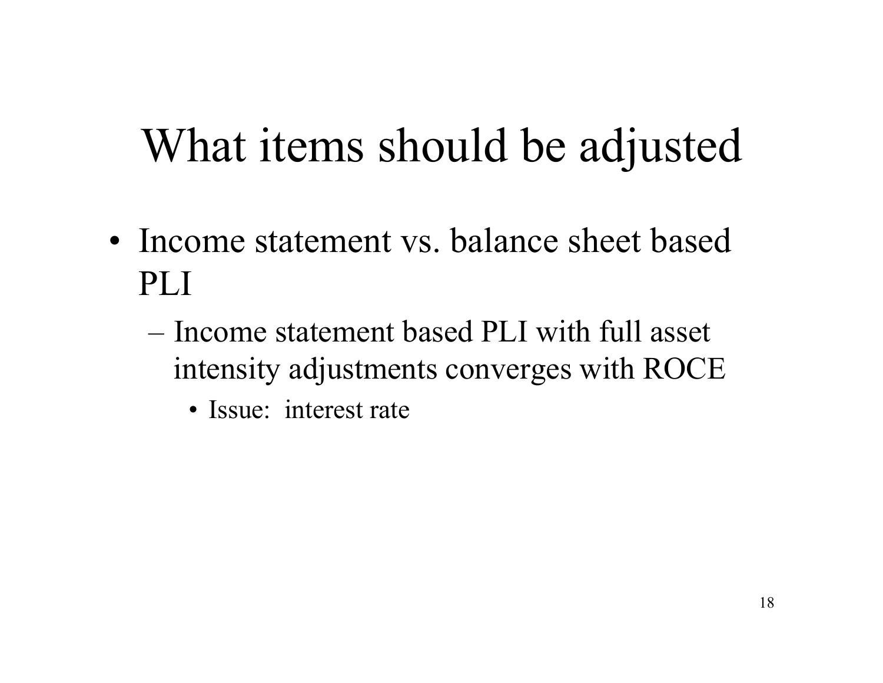# What items should be adjusted

- Income statement vs. balance sheet based PLI
  - Income statement based PLI with full asset intensity adjustments converges with ROCE
    - Issue: interest rate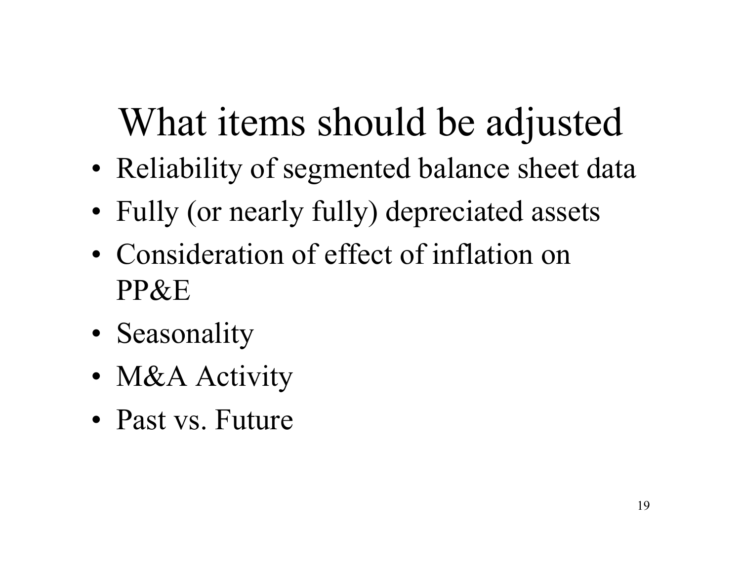# What items should be adjusted

- Reliability of segmented balance sheet data
- Fully (or nearly fully) depreciated assets
- Consideration of effect of inflation on PP&E
- Seasonality
- M&A Activity
- Past vs. Future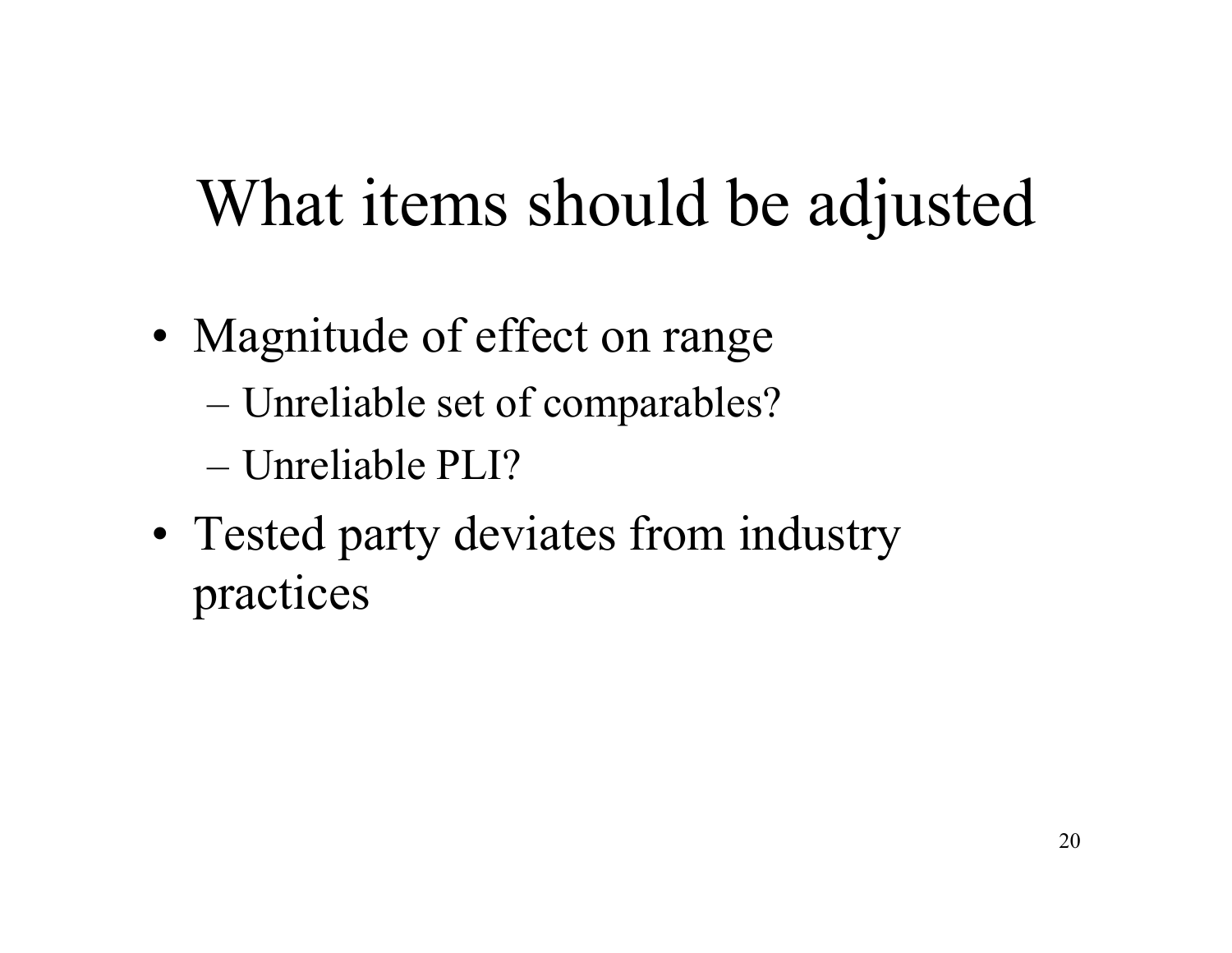# What items should be adjusted

- Magnitude of effect on range
  - Unreliable set of comparables?
  - Unreliable PLI?
- Tested party deviates from industry practices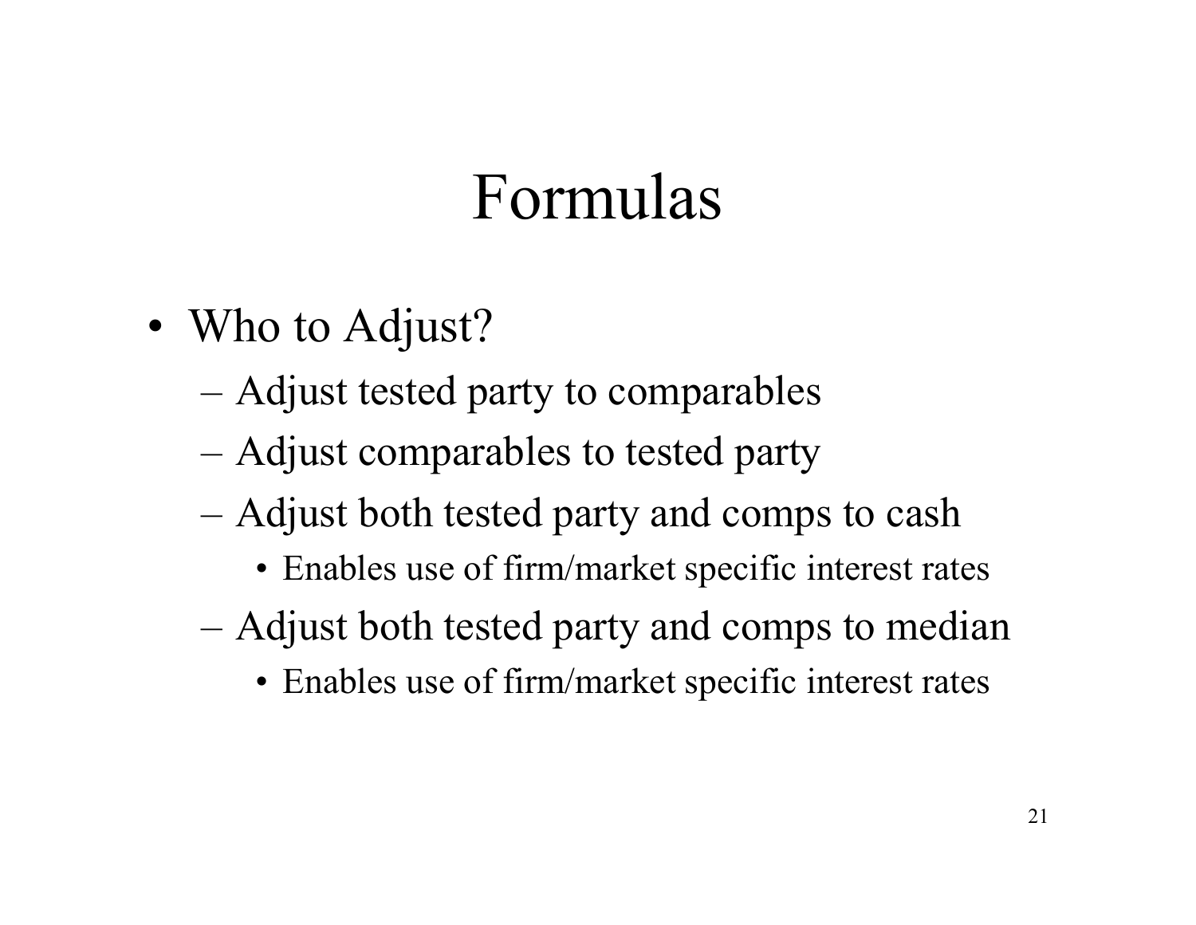# Formulas

- Who to Adjust?
  - Adjust tested party to comparables
  - Adjust comparables to tested party
  - Adjust both tested party and comps to cash
    - Enables use of firm/market specific interest rates
  - Adjust both tested party and comps to median
    - Enables use of firm/market specific interest rates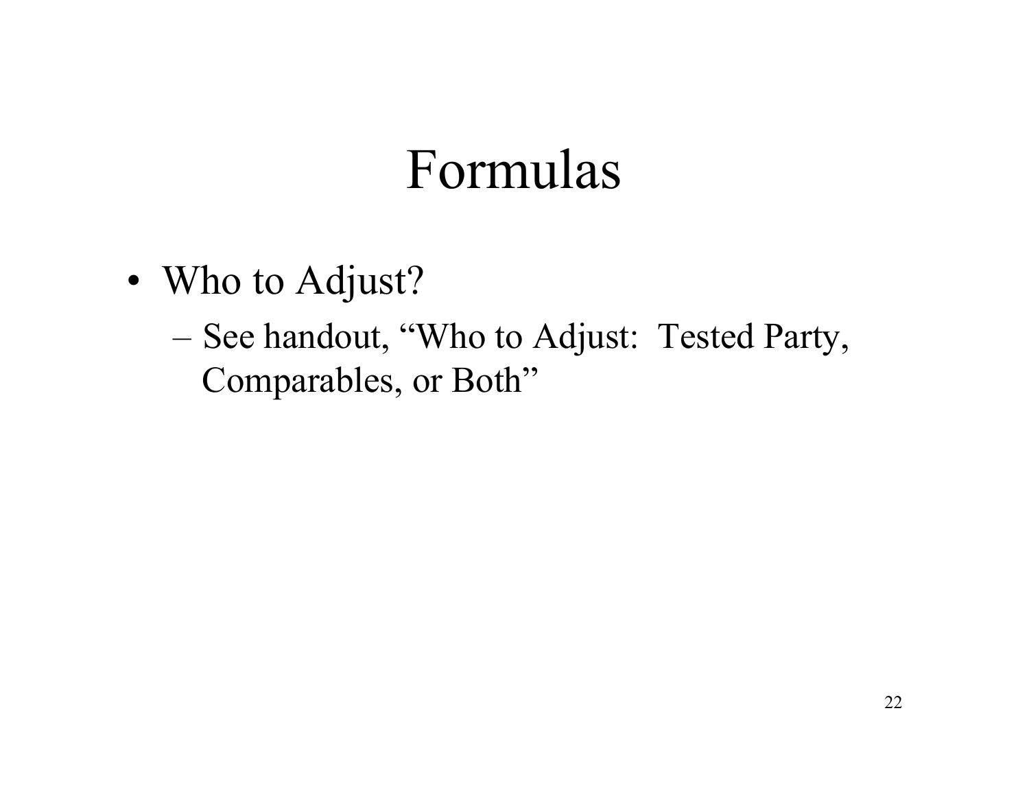# Formulas

- Who to Adjust?
  - See handout, "Who to Adjust: Tested Party, Comparables, or Both"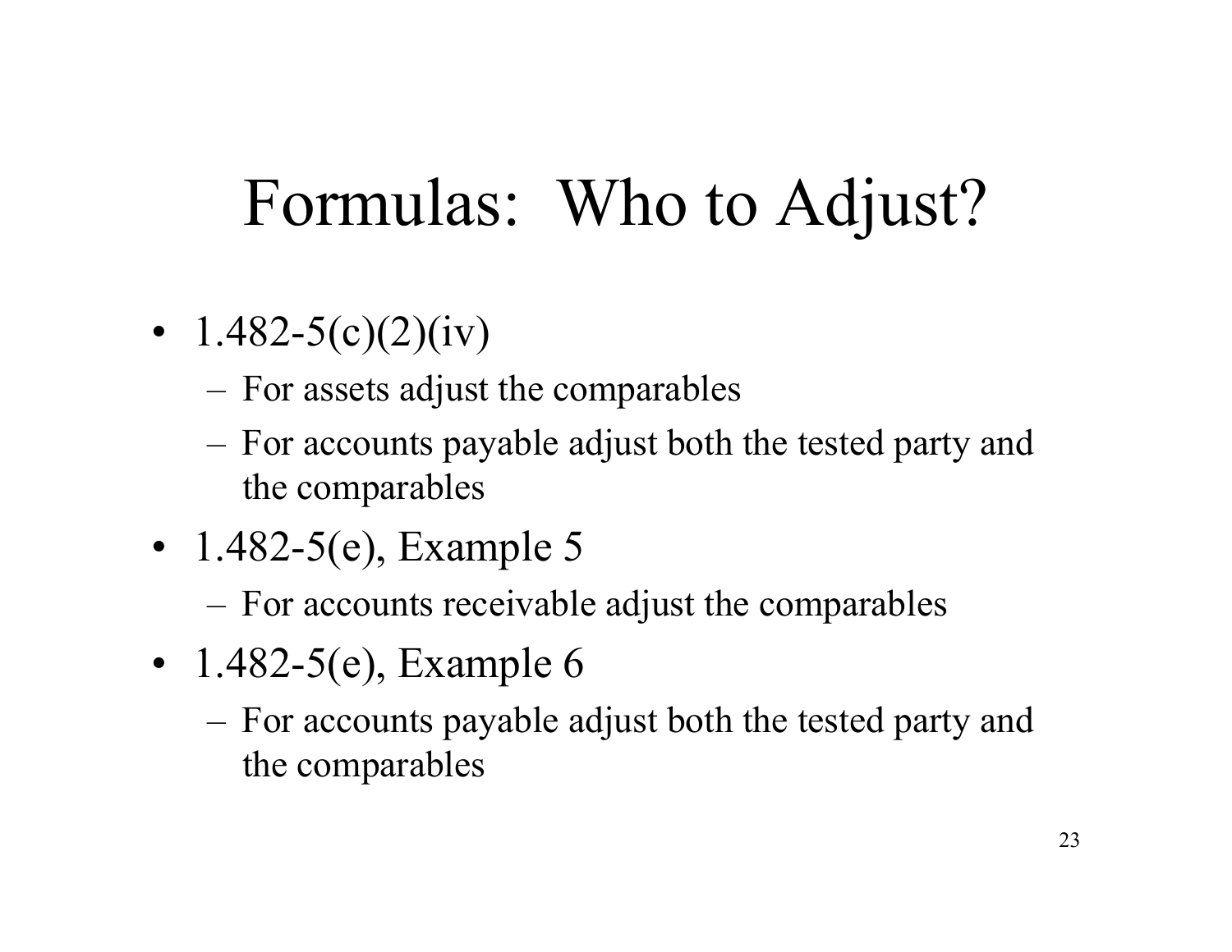# Formulas: Who to Adjust?

- 1.482-5(c)(2)(iv)
  - For assets adjust the comparables
  - For accounts payable adjust both the tested party and the comparables
- 1.482-5(e), Example 5
  - For accounts receivable adjust the comparables
- 1.482-5(e), Example 6
  - For accounts payable adjust both the tested party and the comparables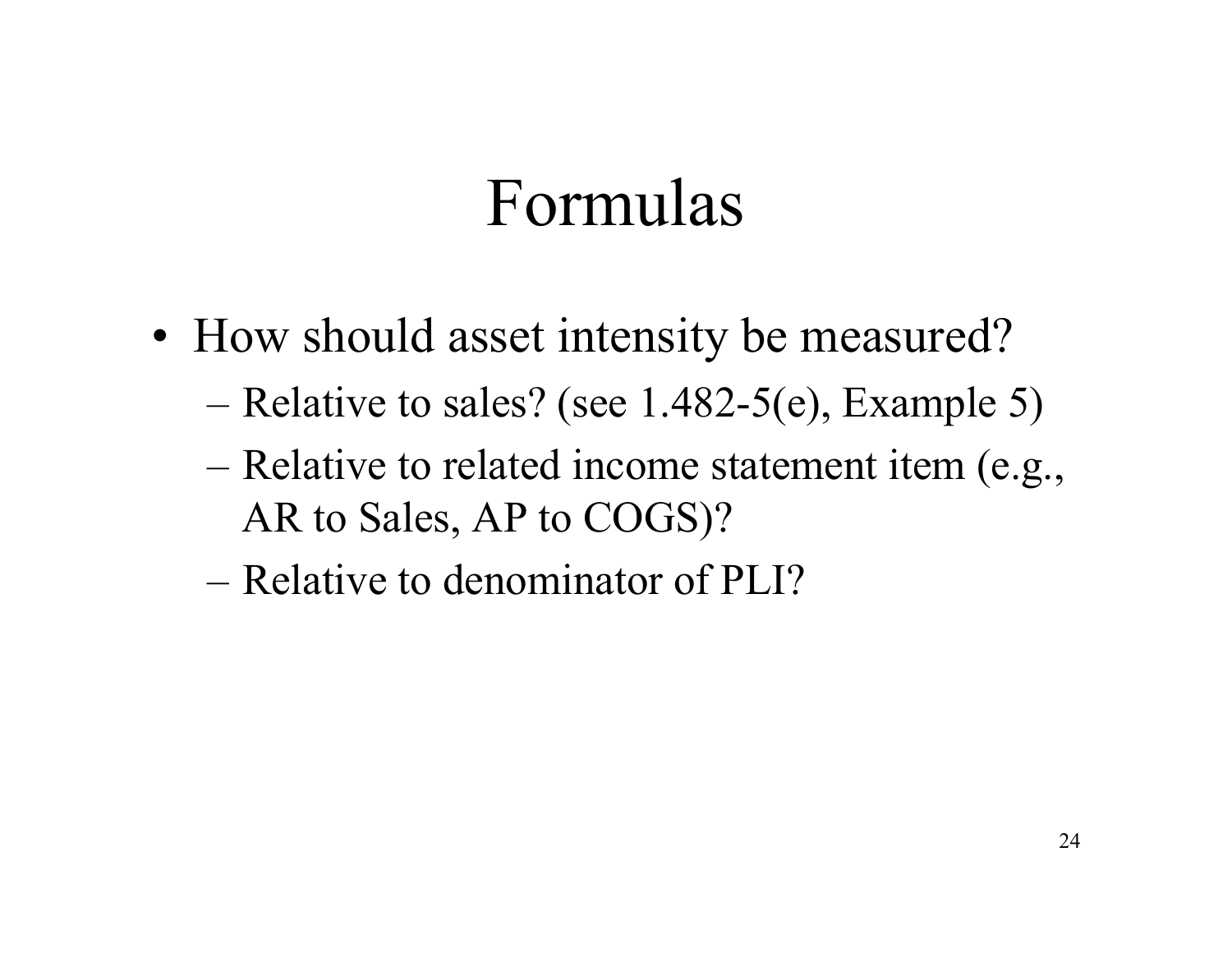# Formulas

- How should asset intensity be measured?
  - Relative to sales? (see 1.482-5(e), Example 5)
  - Relative to related income statement item (e.g., AR to Sales, AP to COGS)?
  - Relative to denominator of PLI?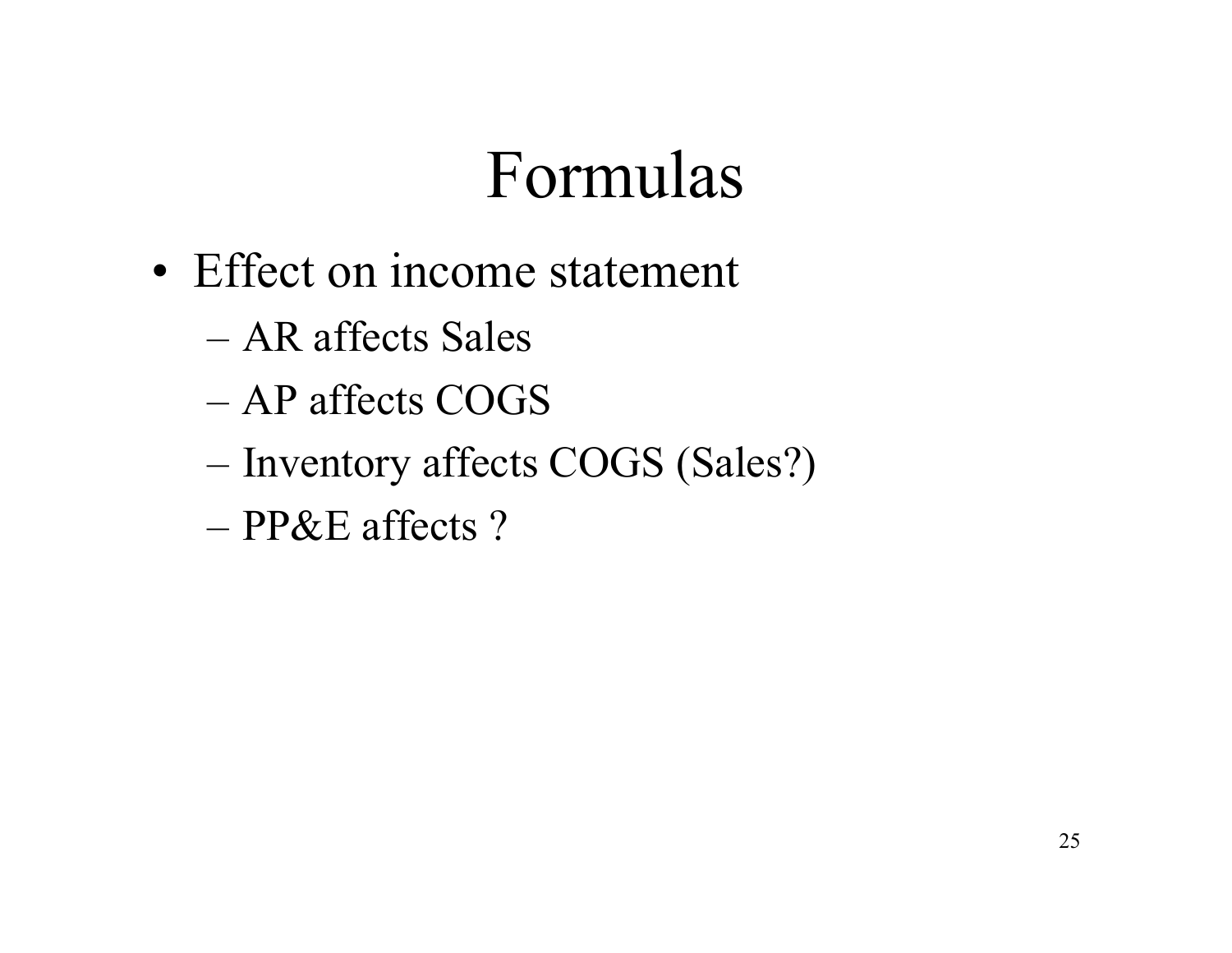# Formulas

- Effect on income statement
  - AR affects Sales
  - AP affects COGS
  - Inventory affects COGS (Sales?)
  - PP&E affects ?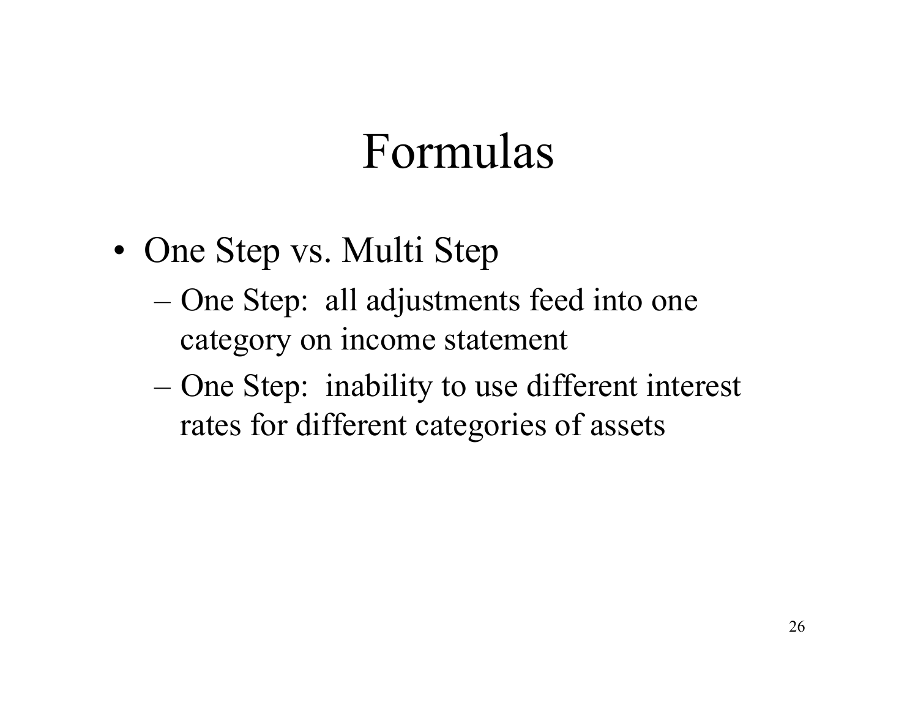# Formulas

- One Step vs. Multi Step
  - One Step: all adjustments feed into one category on income statement
  - One Step: inability to use different interest rates for different categories of assets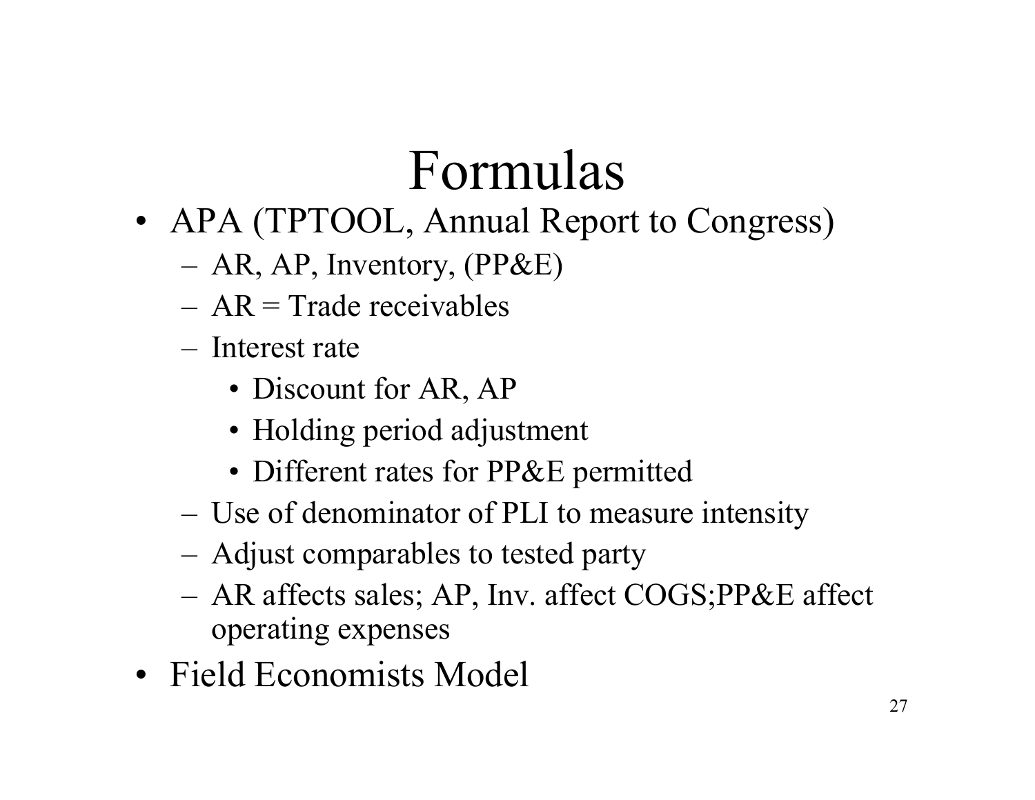# Formulas

- APA (TPTOOL, Annual Report to Congress)
  - AR, AP, Inventory, (PP&E)
  - AR = Trade receivables
  - Interest rate
    - Discount for AR, AP
    - Holding period adjustment
    - Different rates for PP&E permitted
  - Use of denominator of PLI to measure intensity
  - Adjust comparables to tested party
  - AR affects sales; AP, Inv. affect COGS;PP&E affect operating expenses
- Field Economists Model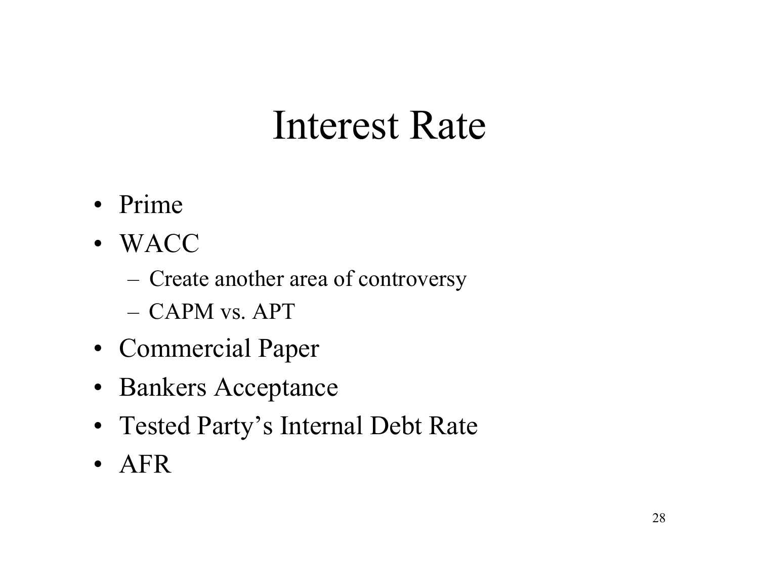# Interest Rate

- Prime
- WACC
  - Create another area of controversy
  - CAPM vs. APT
- Commercial Paper
- Bankers Acceptance
- Tested Party's Internal Debt Rate
- AFR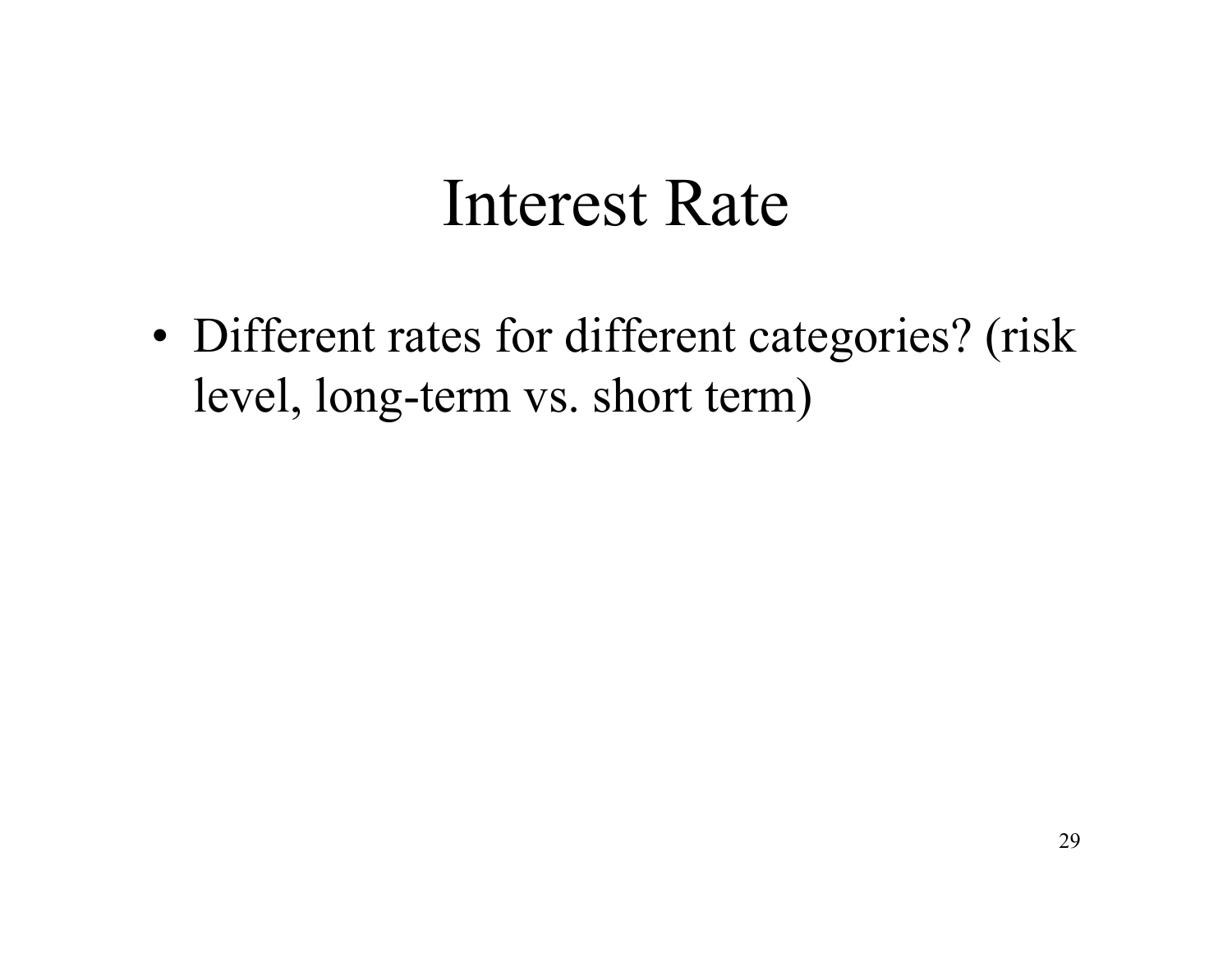# Interest Rate

- Different rates for different categories? (risk level, long-term vs. short term)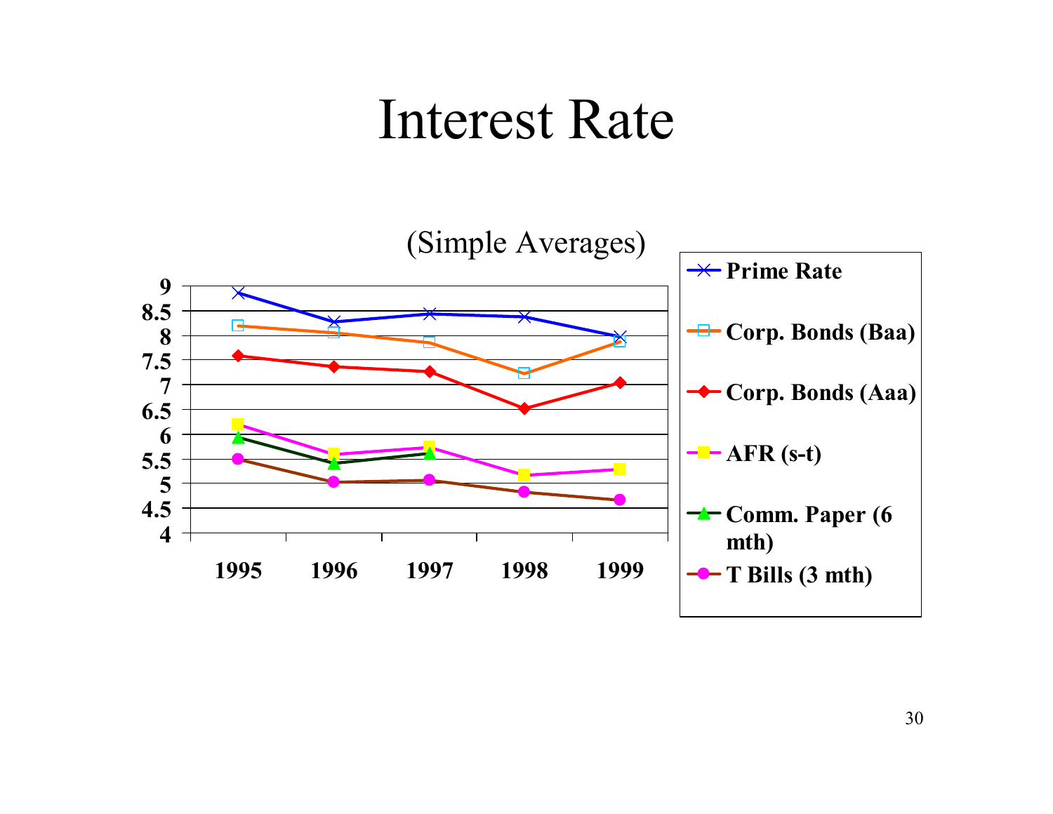# Interest Rate

(Simple Averages)

Legend: Prime Rate; Corp. Bonds (Baa); Corp. Bonds (Aaa); AFR (s-t); Comm. Paper (6 mth); T Bills (3 mth)

Y-axis: 4 to 9 (in steps of 0.5)

X-axis: 1995, 1996, 1997, 1998, 1999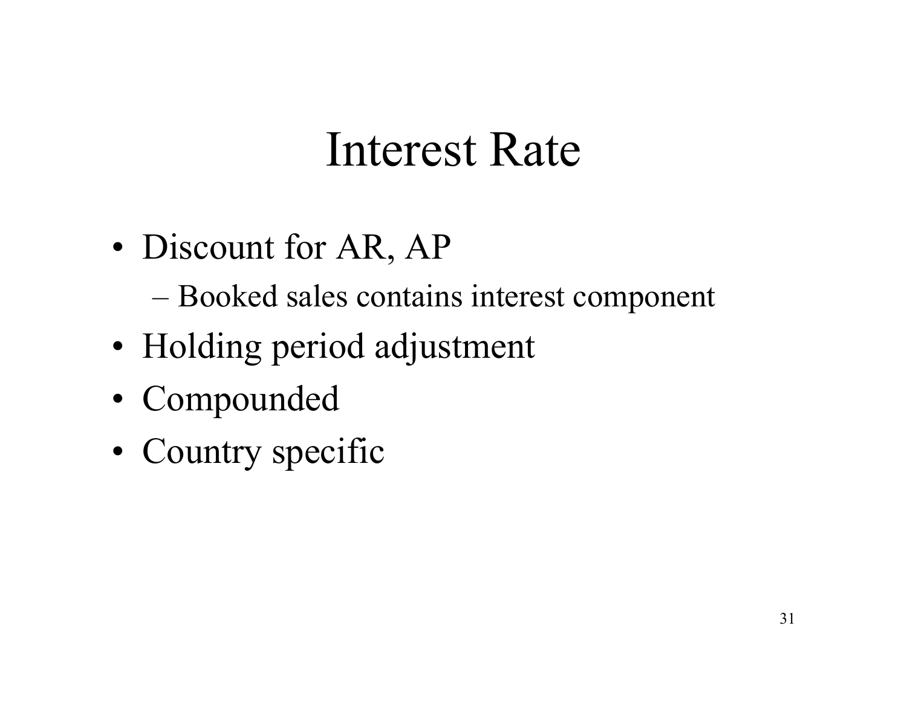# Interest Rate

- Discount for AR, AP
  - Booked sales contains interest component
- Holding period adjustment
- Compounded
- Country specific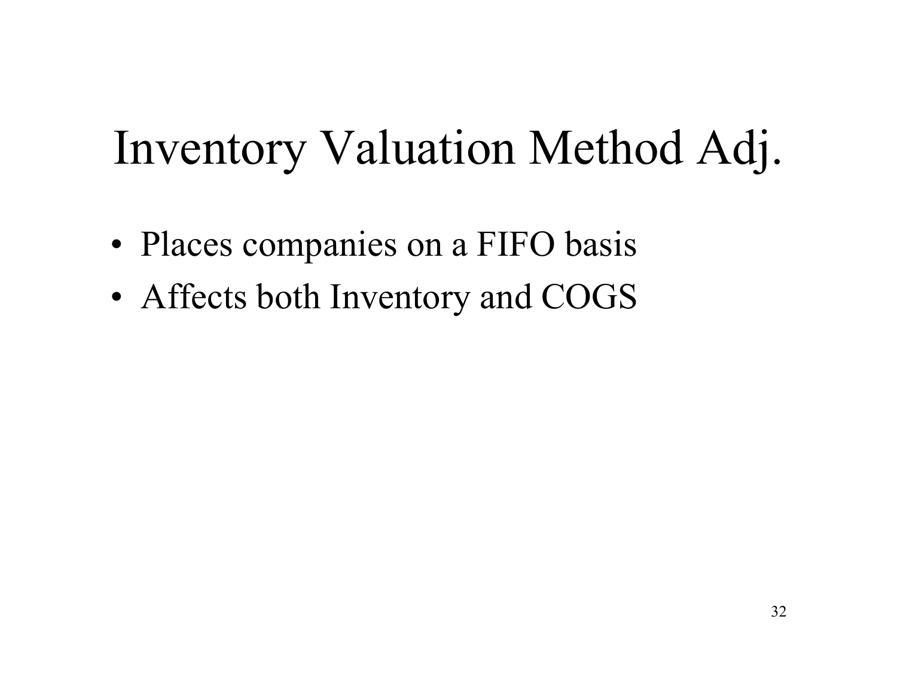# Inventory Valuation Method Adj.

- Places companies on a FIFO basis
- Affects both Inventory and COGS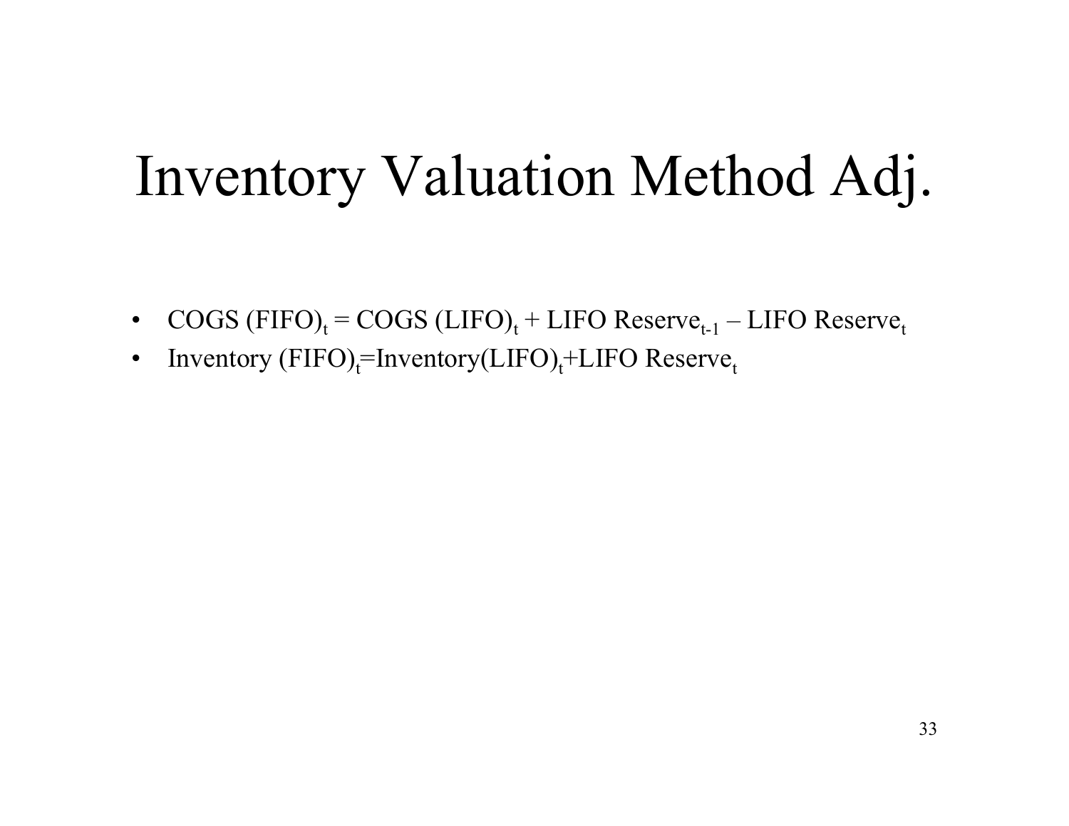# Inventory Valuation Method Adj.

- $\text{COGS (FIFO)}_t = \text{COGS (LIFO)}_t + \text{LIFO Reserve}_{t-1} - \text{LIFO Reserve}_t$
- $\text{Inventory (FIFO)}_t = \text{Inventory(LIFO)}_t + \text{LIFO Reserve}_t$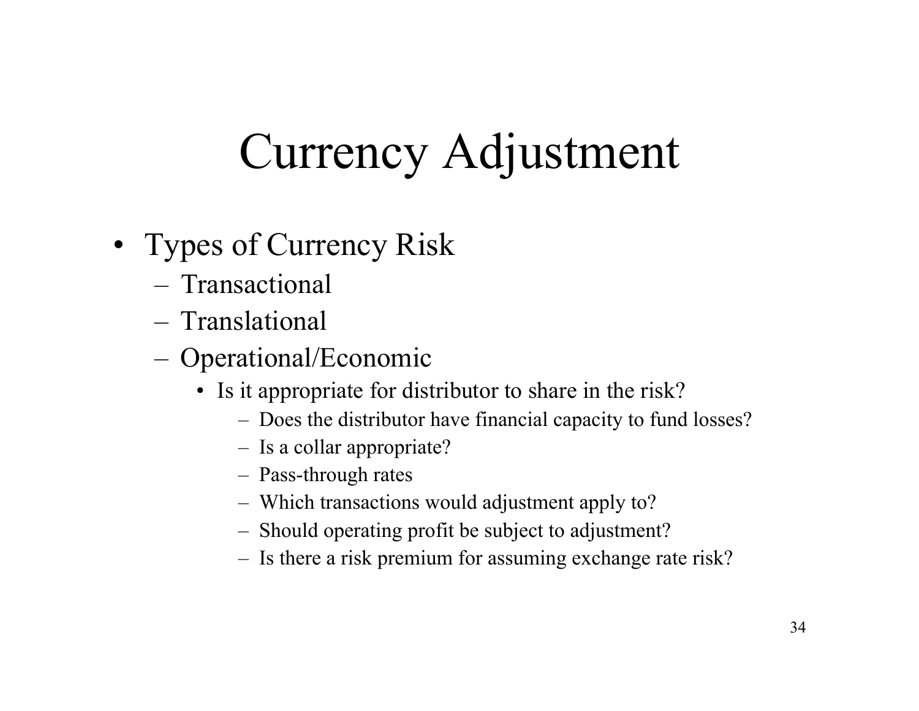# Currency Adjustment

- Types of Currency Risk
  - Transactional
  - Translational
  - Operational/Economic
    - Is it appropriate for distributor to share in the risk?
      - Does the distributor have financial capacity to fund losses?
      - Is a collar appropriate?
      - Pass-through rates
      - Which transactions would adjustment apply to?
      - Should operating profit be subject to adjustment?
      - Is there a risk premium for assuming exchange rate risk?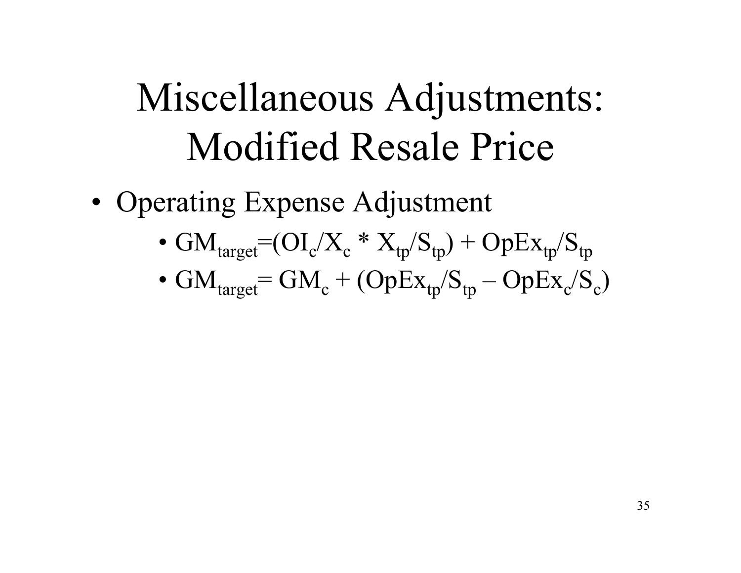# Miscellaneous Adjustments: Modified Resale Price

- Operating Expense Adjustment
  - $GM_{target}=(OI_c/X_c * X_{tp}/S_{tp}) + OpEx_{tp}/S_{tp}$
  - $GM_{target}= GM_c + (OpEx_{tp}/S_{tp} – OpEx_c/S_c)$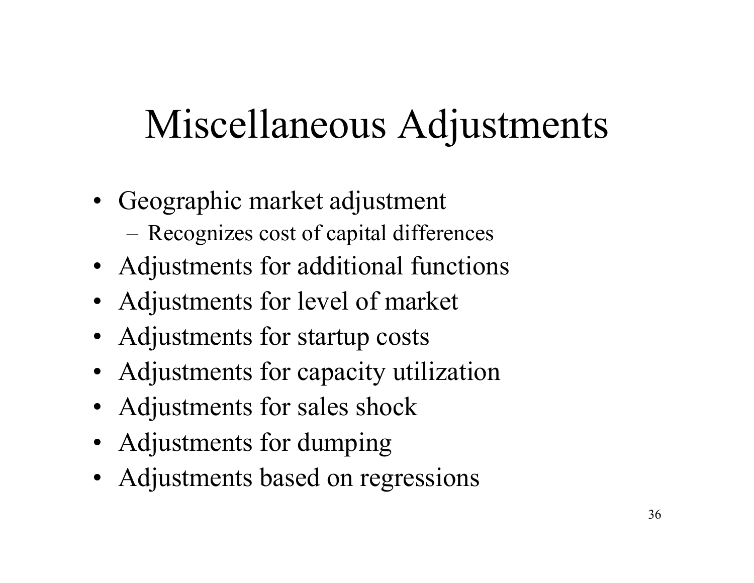# Miscellaneous Adjustments

- Geographic market adjustment
  - Recognizes cost of capital differences
- Adjustments for additional functions
- Adjustments for level of market
- Adjustments for startup costs
- Adjustments for capacity utilization
- Adjustments for sales shock
- Adjustments for dumping
- Adjustments based on regressions